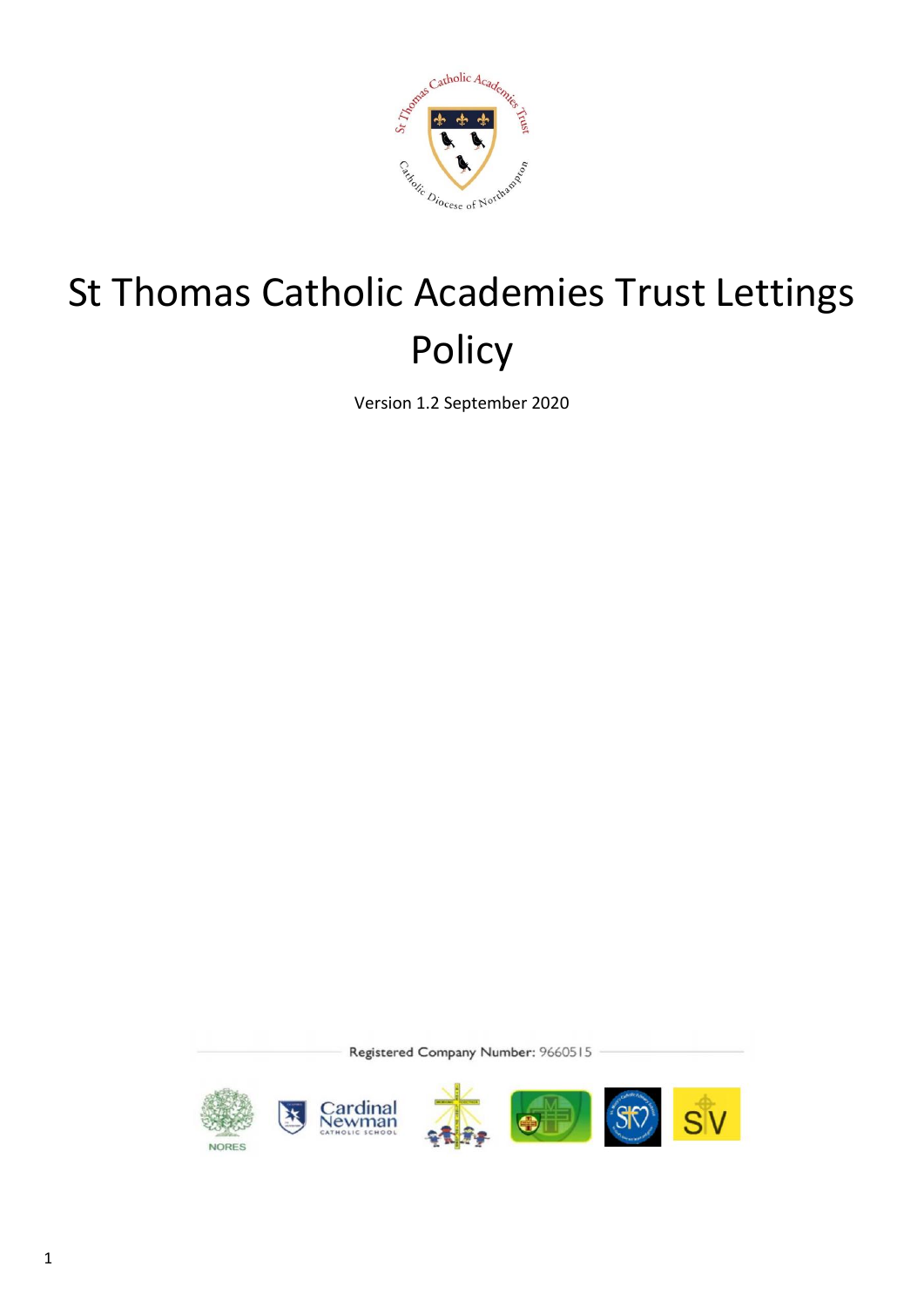# St Thomas Catholic Academies Trust Lettings Policy

Version 1.2 September 2020

Registered Company Number: 9660515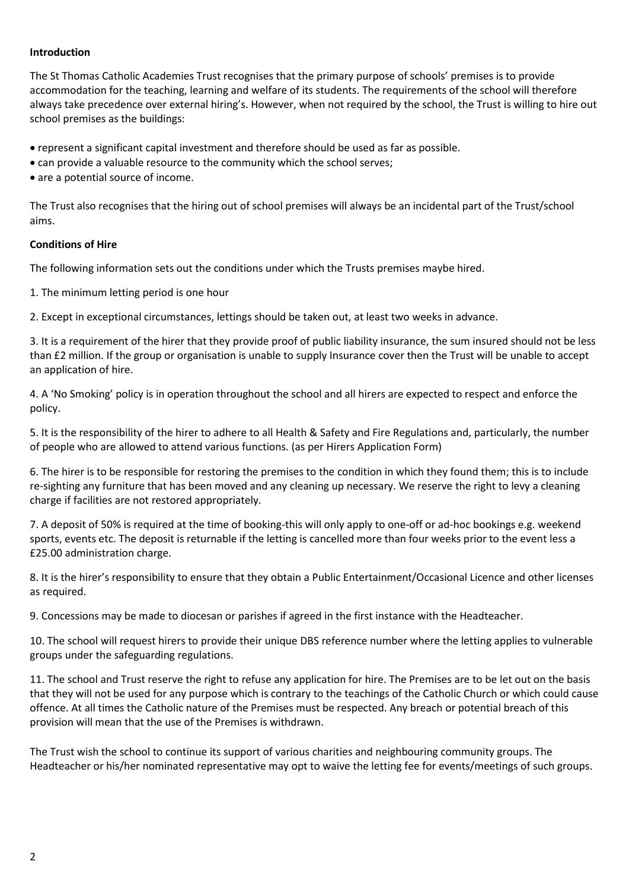**Introduction**

The St Thomas Catholic Academies Trust recognises that the primary purpose of schools' premises is to provide accommodation for the teaching, learning and welfare of its students. The requirements of the school will therefore always take precedence over external hiring's. However, when not required by the school, the Trust is willing to hire out school premises as the buildings:

- represent a significant capital investment and therefore should be used as far as possible.
- can provide a valuable resource to the community which the school serves;
- are a potential source of income.

The Trust also recognises that the hiring out of school premises will always be an incidental part of the Trust/school aims.

**Conditions of Hire**

The following information sets out the conditions under which the Trusts premises maybe hired.

1. The minimum letting period is one hour

2. Except in exceptional circumstances, lettings should be taken out, at least two weeks in advance.

3. It is a requirement of the hirer that they provide proof of public liability insurance, the sum insured should not be less than £2 million. If the group or organisation is unable to supply Insurance cover then the Trust will be unable to accept an application of hire.

4. A 'No Smoking' policy is in operation throughout the school and all hirers are expected to respect and enforce the policy.

5. It is the responsibility of the hirer to adhere to all Health & Safety and Fire Regulations and, particularly, the number of people who are allowed to attend various functions. (as per Hirers Application Form)

6. The hirer is to be responsible for restoring the premises to the condition in which they found them; this is to include re-sighting any furniture that has been moved and any cleaning up necessary. We reserve the right to levy a cleaning charge if facilities are not restored appropriately.

7. A deposit of 50% is required at the time of booking-this will only apply to one-off or ad-hoc bookings e.g. weekend sports, events etc. The deposit is returnable if the letting is cancelled more than four weeks prior to the event less a £25.00 administration charge.

8. It is the hirer's responsibility to ensure that they obtain a Public Entertainment/Occasional Licence and other licenses as required.

9. Concessions may be made to diocesan or parishes if agreed in the first instance with the Headteacher.

10. The school will request hirers to provide their unique DBS reference number where the letting applies to vulnerable groups under the safeguarding regulations.

11. The school and Trust reserve the right to refuse any application for hire. The Premises are to be let out on the basis that they will not be used for any purpose which is contrary to the teachings of the Catholic Church or which could cause offence. At all times the Catholic nature of the Premises must be respected. Any breach or potential breach of this provision will mean that the use of the Premises is withdrawn.

The Trust wish the school to continue its support of various charities and neighbouring community groups. The Headteacher or his/her nominated representative may opt to waive the letting fee for events/meetings of such groups.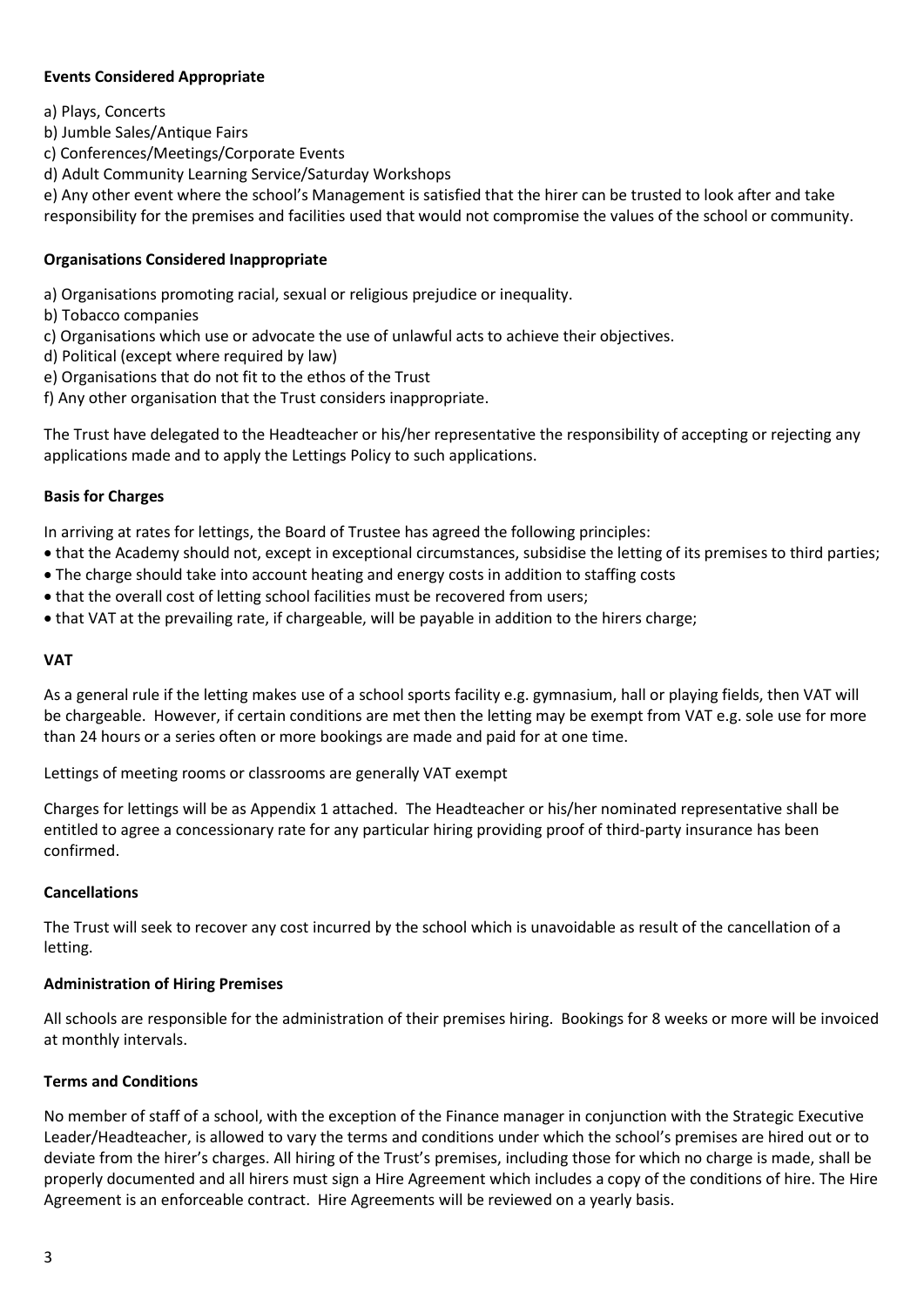**Events Considered Appropriate**

a) Plays, Concerts
b) Jumble Sales/Antique Fairs
c) Conferences/Meetings/Corporate Events
d) Adult Community Learning Service/Saturday Workshops
e) Any other event where the school's Management is satisfied that the hirer can be trusted to look after and take responsibility for the premises and facilities used that would not compromise the values of the school or community.

**Organisations Considered Inappropriate**

a) Organisations promoting racial, sexual or religious prejudice or inequality.
b) Tobacco companies
c) Organisations which use or advocate the use of unlawful acts to achieve their objectives.
d) Political (except where required by law)
e) Organisations that do not fit to the ethos of the Trust
f) Any other organisation that the Trust considers inappropriate.

The Trust have delegated to the Headteacher or his/her representative the responsibility of accepting or rejecting any applications made and to apply the Lettings Policy to such applications.

**Basis for Charges**

In arriving at rates for lettings, the Board of Trustee has agreed the following principles:

- that the Academy should not, except in exceptional circumstances, subsidise the letting of its premises to third parties;
- The charge should take into account heating and energy costs in addition to staffing costs
- that the overall cost of letting school facilities must be recovered from users;
- that VAT at the prevailing rate, if chargeable, will be payable in addition to the hirers charge;

**VAT**

As a general rule if the letting makes use of a school sports facility e.g. gymnasium, hall or playing fields, then VAT will be chargeable. However, if certain conditions are met then the letting may be exempt from VAT e.g. sole use for more than 24 hours or a series often or more bookings are made and paid for at one time.

Lettings of meeting rooms or classrooms are generally VAT exempt

Charges for lettings will be as Appendix 1 attached. The Headteacher or his/her nominated representative shall be entitled to agree a concessionary rate for any particular hiring providing proof of third-party insurance has been confirmed.

**Cancellations**

The Trust will seek to recover any cost incurred by the school which is unavoidable as result of the cancellation of a letting.

**Administration of Hiring Premises**

All schools are responsible for the administration of their premises hiring. Bookings for 8 weeks or more will be invoiced at monthly intervals.

**Terms and Conditions**

No member of staff of a school, with the exception of the Finance manager in conjunction with the Strategic Executive Leader/Headteacher, is allowed to vary the terms and conditions under which the school's premises are hired out or to deviate from the hirer's charges. All hiring of the Trust's premises, including those for which no charge is made, shall be properly documented and all hirers must sign a Hire Agreement which includes a copy of the conditions of hire. The Hire Agreement is an enforceable contract. Hire Agreements will be reviewed on a yearly basis.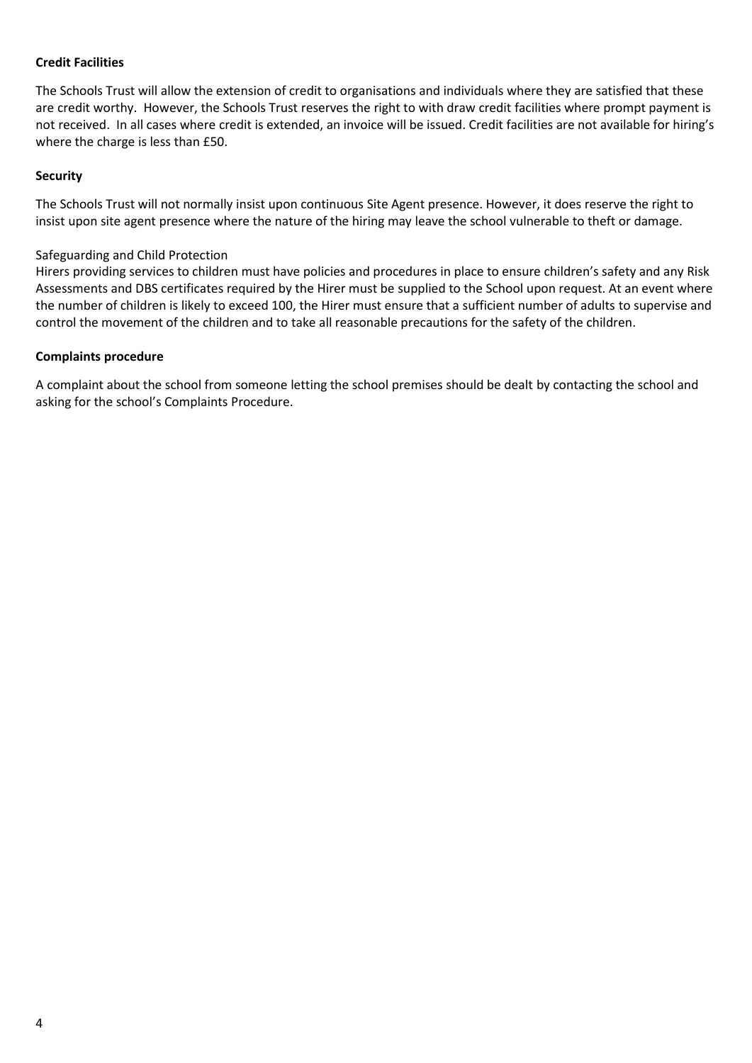**Credit Facilities**

The Schools Trust will allow the extension of credit to organisations and individuals where they are satisfied that these are credit worthy. However, the Schools Trust reserves the right to with draw credit facilities where prompt payment is not received. In all cases where credit is extended, an invoice will be issued. Credit facilities are not available for hiring's where the charge is less than £50.

**Security**

The Schools Trust will not normally insist upon continuous Site Agent presence. However, it does reserve the right to insist upon site agent presence where the nature of the hiring may leave the school vulnerable to theft or damage.

Safeguarding and Child Protection

Hirers providing services to children must have policies and procedures in place to ensure children's safety and any Risk Assessments and DBS certificates required by the Hirer must be supplied to the School upon request. At an event where the number of children is likely to exceed 100, the Hirer must ensure that a sufficient number of adults to supervise and control the movement of the children and to take all reasonable precautions for the safety of the children.

**Complaints procedure**

A complaint about the school from someone letting the school premises should be dealt by contacting the school and asking for the school's Complaints Procedure.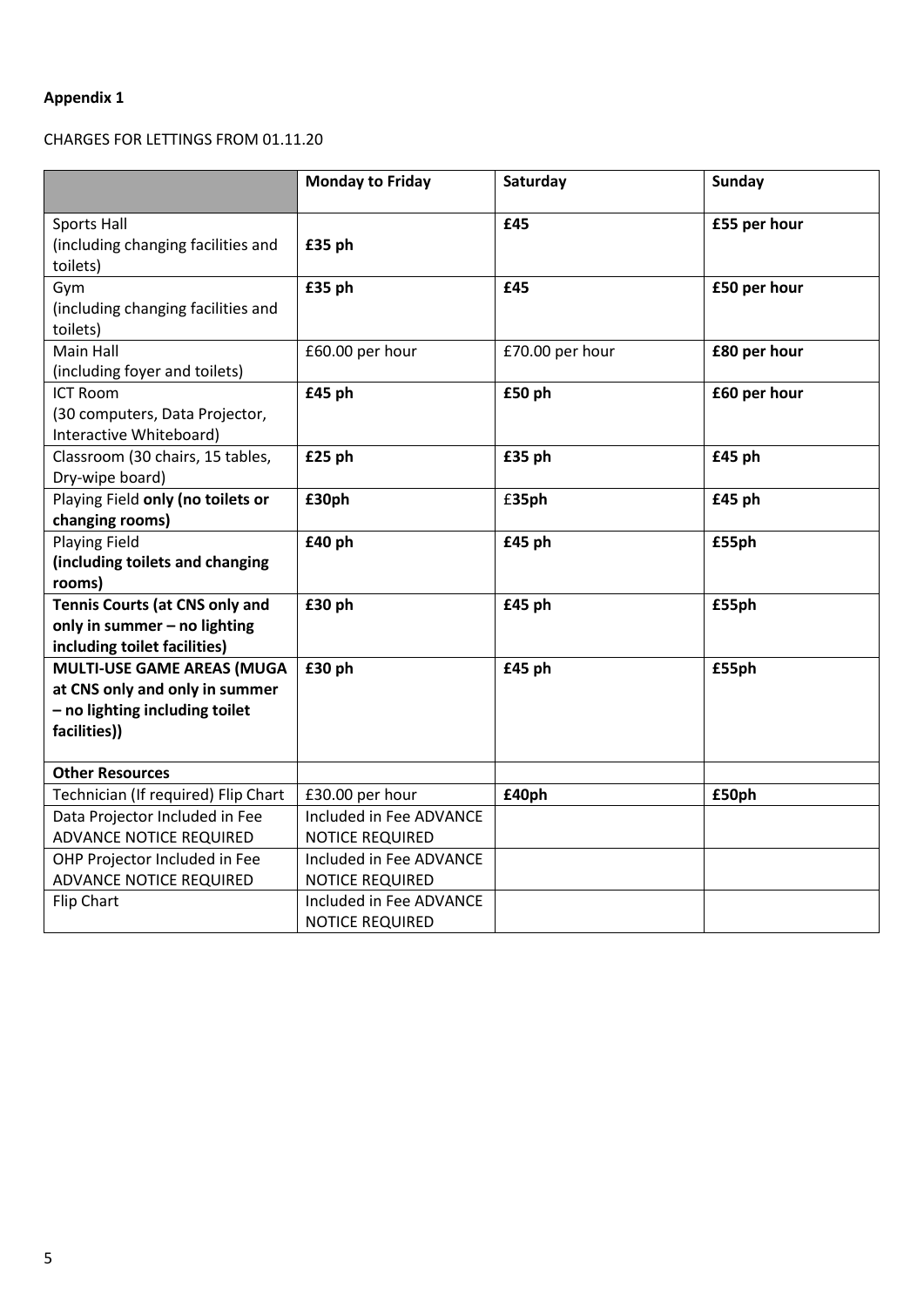**Appendix 1**

CHARGES FOR LETTINGS FROM 01.11.20

| | **Monday to Friday** | **Saturday** | **Sunday** |
|---|---|---|---|
| Sports Hall (including changing facilities and toilets) | **£35 ph** | **£45** | **£55 per hour** |
| Gym (including changing facilities and toilets) | **£35 ph** | **£45** | **£50 per hour** |
| Main Hall (including foyer and toilets) | £60.00 per hour | £70.00 per hour | **£80 per hour** |
| ICT Room (30 computers, Data Projector, Interactive Whiteboard) | **£45 ph** | **£50 ph** | **£60 per hour** |
| Classroom (30 chairs, 15 tables, Dry-wipe board) | **£25 ph** | **£35 ph** | **£45 ph** |
| Playing Field **only (no toilets or changing rooms)** | **£30ph** | £**35ph** | **£45 ph** |
| Playing Field **(including toilets and changing rooms)** | **£40 ph** | **£45 ph** | **£55ph** |
| **Tennis Courts (at CNS only and only in summer – no lighting including toilet facilities)** | **£30 ph** | **£45 ph** | **£55ph** |
| **MULTI-USE GAME AREAS (MUGA at CNS only and only in summer – no lighting including toilet facilities))** | **£30 ph** | **£45 ph** | **£55ph** |
| **Other Resources** | | | |
| Technician (If required) Flip Chart | £30.00 per hour | **£40ph** | **£50ph** |
| Data Projector Included in Fee ADVANCE NOTICE REQUIRED | Included in Fee ADVANCE NOTICE REQUIRED | | |
| OHP Projector Included in Fee ADVANCE NOTICE REQUIRED | Included in Fee ADVANCE NOTICE REQUIRED | | |
| Flip Chart | Included in Fee ADVANCE NOTICE REQUIRED | | |